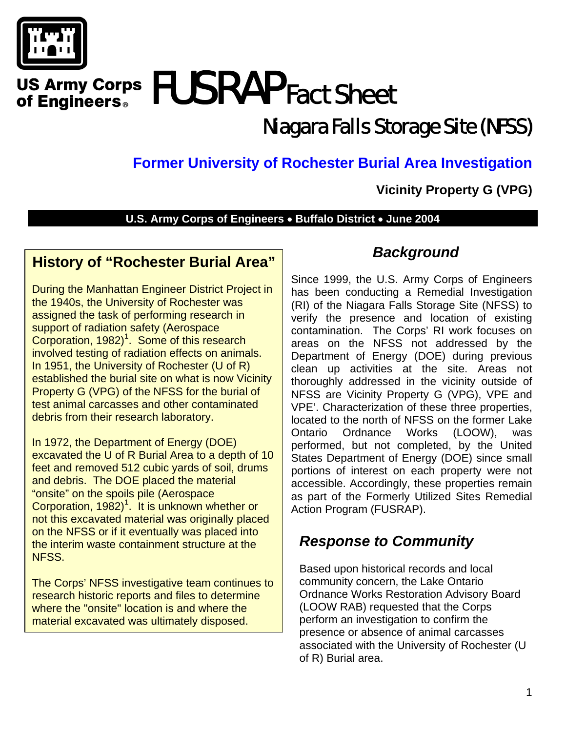US Army Corps of Engineers®

# FUSRAP Fact Sheet

## Niagara Falls Storage Site (NFSS)

## Former University of Rochester Burial Area Investigation

**Vicinity Property G (VPG)**

**U.S. Army Corps of Engineers • Buffalo District • June 2004**

### History of "Rochester Burial Area"

During the Manhattan Engineer District Project in the 1940s, the University of Rochester was assigned the task of performing research in support of radiation safety (Aerospace Corporation, 1982)[1]. Some of this research involved testing of radiation effects on animals. In 1951, the University of Rochester (U of R) established the burial site on what is now Vicinity Property G (VPG) of the NFSS for the burial of test animal carcasses and other contaminated debris from their research laboratory.

In 1972, the Department of Energy (DOE) excavated the U of R Burial Area to a depth of 10 feet and removed 512 cubic yards of soil, drums and debris. The DOE placed the material "onsite" on the spoils pile (Aerospace Corporation, 1982)[1]. It is unknown whether or not this excavated material was originally placed on the NFSS or if it eventually was placed into the interim waste containment structure at the NFSS.

The Corps' NFSS investigative team continues to research historic reports and files to determine where the "onsite" location is and where the material excavated was ultimately disposed.

### *Background*

Since 1999, the U.S. Army Corps of Engineers has been conducting a Remedial Investigation (RI) of the Niagara Falls Storage Site (NFSS) to verify the presence and location of existing contamination. The Corps' RI work focuses on areas on the NFSS not addressed by the Department of Energy (DOE) during previous clean up activities at the site. Areas not thoroughly addressed in the vicinity outside of NFSS are Vicinity Property G (VPG), VPE and VPE'. Characterization of these three properties, located to the north of NFSS on the former Lake Ontario Ordnance Works (LOOW), was performed, but not completed, by the United States Department of Energy (DOE) since small portions of interest on each property were not accessible. Accordingly, these properties remain as part of the Formerly Utilized Sites Remedial Action Program (FUSRAP).

### *Response to Community*

Based upon historical records and local community concern, the Lake Ontario Ordnance Works Restoration Advisory Board (LOOW RAB) requested that the Corps perform an investigation to confirm the presence or absence of animal carcasses associated with the University of Rochester (U of R) Burial area.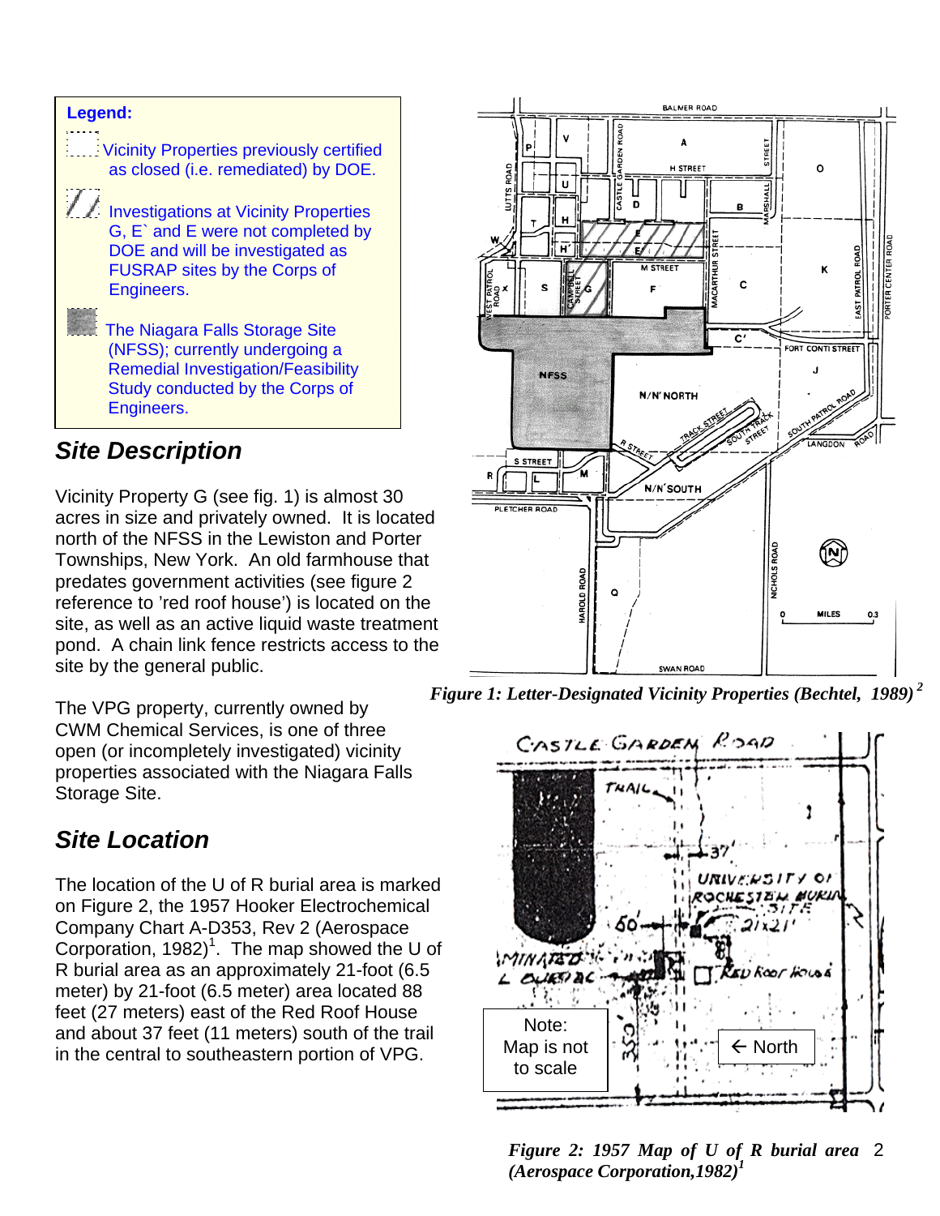**Legend:**

Vicinity Properties previously certified as closed (i.e. remediated) by DOE.

Investigations at Vicinity Properties G, E` and E were not completed by DOE and will be investigated as FUSRAP sites by the Corps of Engineers.

The Niagara Falls Storage Site (NFSS); currently undergoing a Remedial Investigation/Feasibility Study conducted by the Corps of Engineers.

*Figure 1: Letter-Designated Vicinity Properties (Bechtel, 1989)*[2]

## Site Description

Vicinity Property G (see fig. 1) is almost 30 acres in size and privately owned. It is located north of the NFSS in the Lewiston and Porter Townships, New York. An old farmhouse that predates government activities (see figure 2 reference to 'red roof house') is located on the site, as well as an active liquid waste treatment pond. A chain link fence restricts access to the site by the general public.

The VPG property, currently owned by CWM Chemical Services, is one of three open (or incompletely investigated) vicinity properties associated with the Niagara Falls Storage Site.

## Site Location

The location of the U of R burial area is marked on Figure 2, the 1957 Hooker Electrochemical Company Chart A-D353, Rev 2 (Aerospace Corporation, 1982)[1]. The map showed the U of R burial area as an approximately 21-foot (6.5 meter) by 21-foot (6.5 meter) area located 88 feet (27 meters) east of the Red Roof House and about 37 feet (11 meters) south of the trail in the central to southeastern portion of VPG.

Note: Map is not to scale

← North

*Figure 2: 1957 Map of U of R burial area (Aerospace Corporation,1982)*[1]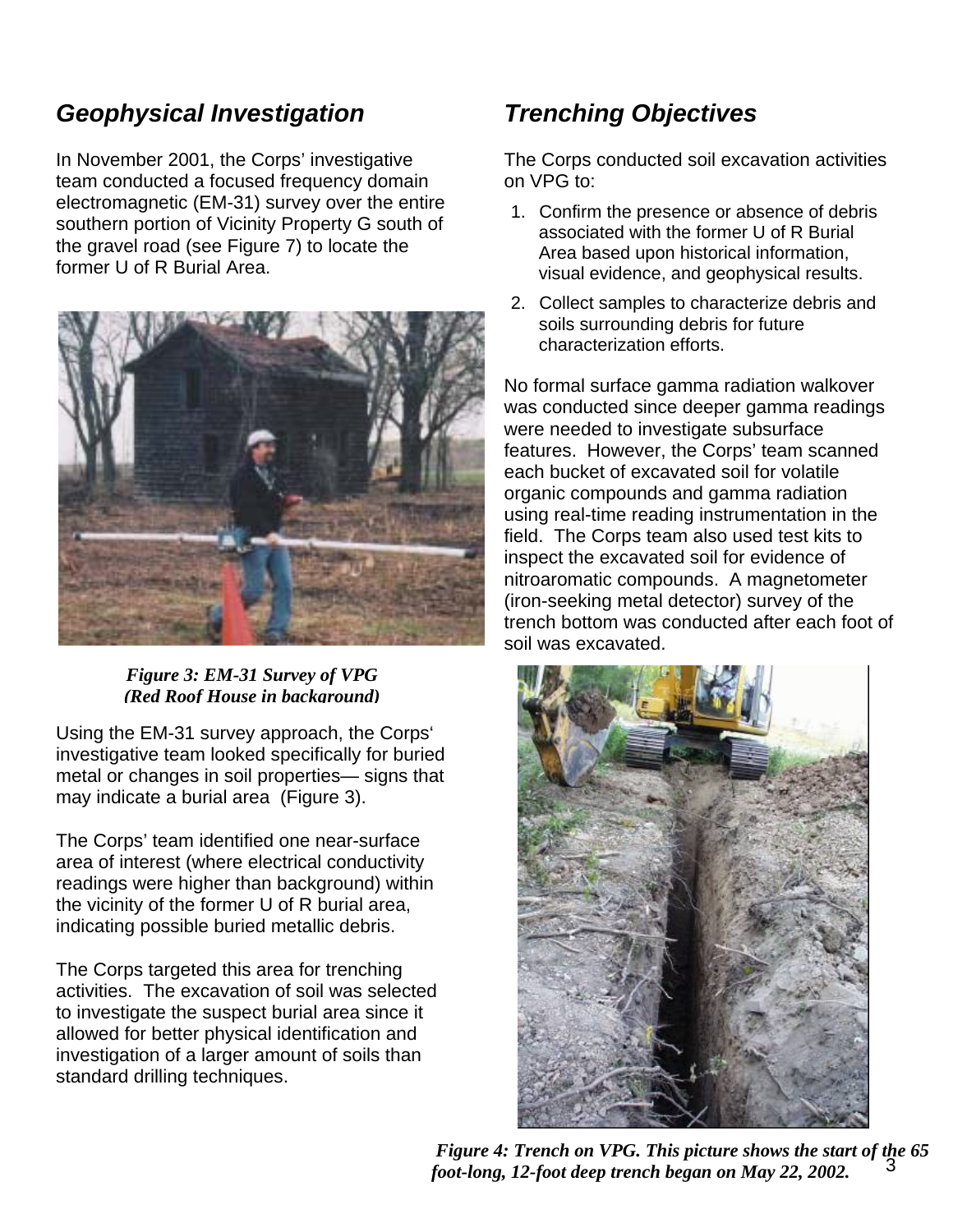## *Geophysical Investigation*

In November 2001, the Corps' investigative team conducted a focused frequency domain electromagnetic (EM-31) survey over the entire southern portion of Vicinity Property G south of the gravel road (see Figure 7) to locate the former U of R Burial Area.

***Figure 3: EM-31 Survey of VPG (Red Roof House in background)***

Using the EM-31 survey approach, the Corps' investigative team looked specifically for buried metal or changes in soil properties— signs that may indicate a burial area (Figure 3).

The Corps' team identified one near-surface area of interest (where electrical conductivity readings were higher than background) within the vicinity of the former U of R burial area, indicating possible buried metallic debris.

The Corps targeted this area for trenching activities. The excavation of soil was selected to investigate the suspect burial area since it allowed for better physical identification and investigation of a larger amount of soils than standard drilling techniques.

## *Trenching Objectives*

The Corps conducted soil excavation activities on VPG to:

1. Confirm the presence or absence of debris associated with the former U of R Burial Area based upon historical information, visual evidence, and geophysical results.
2. Collect samples to characterize debris and soils surrounding debris for future characterization efforts.

No formal surface gamma radiation walkover was conducted since deeper gamma readings were needed to investigate subsurface features. However, the Corps' team scanned each bucket of excavated soil for volatile organic compounds and gamma radiation using real-time reading instrumentation in the field. The Corps team also used test kits to inspect the excavated soil for evidence of nitroaromatic compounds. A magnetometer (iron-seeking metal detector) survey of the trench bottom was conducted after each foot of soil was excavated.

***Figure 4: Trench on VPG. This picture shows the start of the 65 foot-long, 12-foot deep trench began on May 22, 2002.***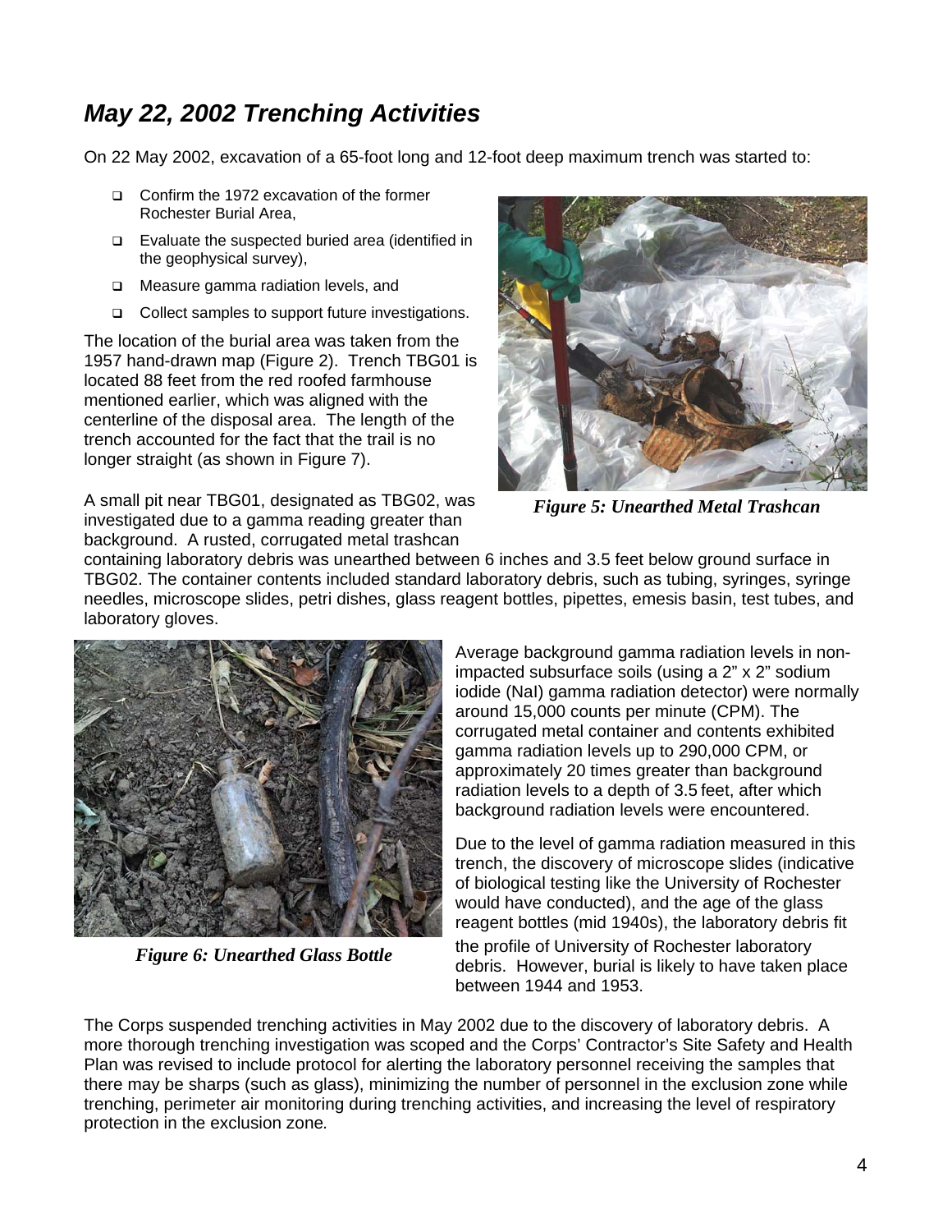## *May 22, 2002 Trenching Activities*

On 22 May 2002, excavation of a 65-foot long and 12-foot deep maximum trench was started to:

- Confirm the 1972 excavation of the former Rochester Burial Area,
- Evaluate the suspected buried area (identified in the geophysical survey),
- Measure gamma radiation levels, and
- Collect samples to support future investigations.

The location of the burial area was taken from the 1957 hand-drawn map (Figure 2). Trench TBG01 is located 88 feet from the red roofed farmhouse mentioned earlier, which was aligned with the centerline of the disposal area. The length of the trench accounted for the fact that the trail is no longer straight (as shown in Figure 7).

*Figure 5: Unearthed Metal Trashcan*

A small pit near TBG01, designated as TBG02, was investigated due to a gamma reading greater than background. A rusted, corrugated metal trashcan containing laboratory debris was unearthed between 6 inches and 3.5 feet below ground surface in TBG02. The container contents included standard laboratory debris, such as tubing, syringes, syringe needles, microscope slides, petri dishes, glass reagent bottles, pipettes, emesis basin, test tubes, and laboratory gloves.

*Figure 6: Unearthed Glass Bottle*

Average background gamma radiation levels in non-impacted subsurface soils (using a 2" x 2" sodium iodide (NaI) gamma radiation detector) were normally around 15,000 counts per minute (CPM). The corrugated metal container and contents exhibited gamma radiation levels up to 290,000 CPM, or approximately 20 times greater than background radiation levels to a depth of 3.5 feet, after which background radiation levels were encountered.

Due to the level of gamma radiation measured in this trench, the discovery of microscope slides (indicative of biological testing like the University of Rochester would have conducted), and the age of the glass reagent bottles (mid 1940s), the laboratory debris fit the profile of University of Rochester laboratory debris. However, burial is likely to have taken place between 1944 and 1953.

The Corps suspended trenching activities in May 2002 due to the discovery of laboratory debris. A more thorough trenching investigation was scoped and the Corps' Contractor's Site Safety and Health Plan was revised to include protocol for alerting the laboratory personnel receiving the samples that there may be sharps (such as glass), minimizing the number of personnel in the exclusion zone while trenching, perimeter air monitoring during trenching activities, and increasing the level of respiratory protection in the exclusion zone.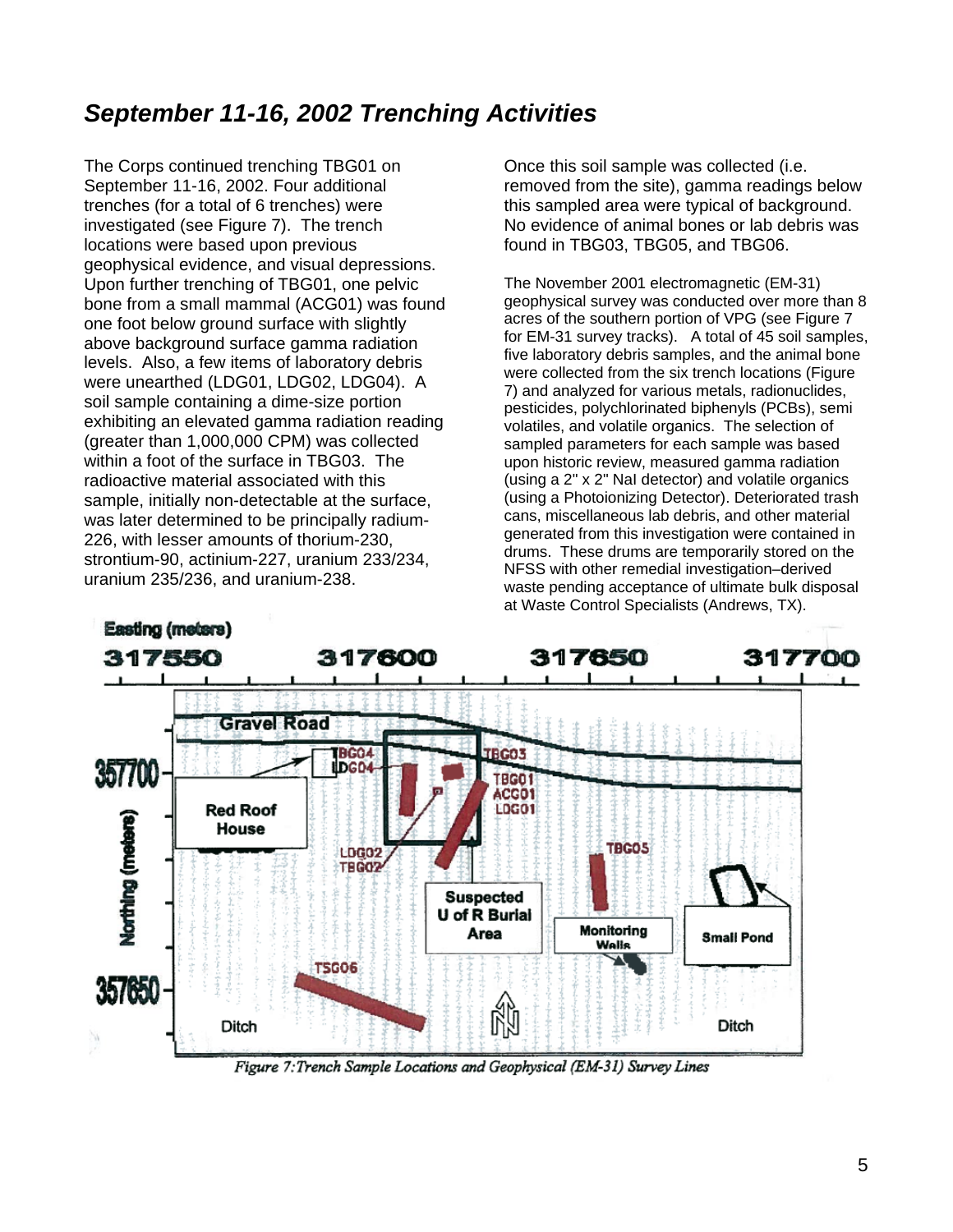## September 11-16, 2002 Trenching Activities

The Corps continued trenching TBG01 on September 11-16, 2002. Four additional trenches (for a total of 6 trenches) were investigated (see Figure 7). The trench locations were based upon previous geophysical evidence, and visual depressions. Upon further trenching of TBG01, one pelvic bone from a small mammal (ACG01) was found one foot below ground surface with slightly above background surface gamma radiation levels. Also, a few items of laboratory debris were unearthed (LDG01, LDG02, LDG04). A soil sample containing a dime-size portion exhibiting an elevated gamma radiation reading (greater than 1,000,000 CPM) was collected within a foot of the surface in TBG03. The radioactive material associated with this sample, initially non-detectable at the surface, was later determined to be principally radium-226, with lesser amounts of thorium-230, strontium-90, actinium-227, uranium 233/234, uranium 235/236, and uranium-238.

Once this soil sample was collected (i.e. removed from the site), gamma readings below this sampled area were typical of background. No evidence of animal bones or lab debris was found in TBG03, TBG05, and TBG06.

The November 2001 electromagnetic (EM-31) geophysical survey was conducted over more than 8 acres of the southern portion of VPG (see Figure 7 for EM-31 survey tracks). A total of 45 soil samples, five laboratory debris samples, and the animal bone were collected from the six trench locations (Figure 7) and analyzed for various metals, radionuclides, pesticides, polychlorinated biphenyls (PCBs), semi volatiles, and volatile organics. The selection of sampled parameters for each sample was based upon historic review, measured gamma radiation (using a 2" x 2" NaI detector) and volatile organics (using a Photoionizing Detector). Deteriorated trash cans, miscellaneous lab debris, and other material generated from this investigation were contained in drums. These drums are temporarily stored on the NFSS with other remedial investigation–derived waste pending acceptance of ultimate bulk disposal at Waste Control Specialists (Andrews, TX).

*Figure 7: Trench Sample Locations and Geophysical (EM-31) Survey Lines*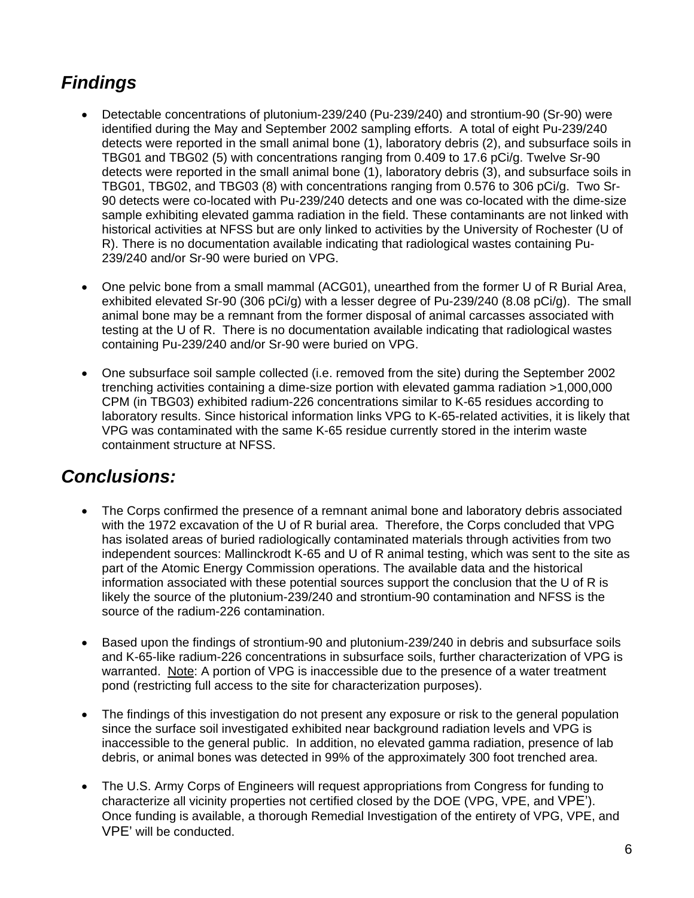## *Findings*

- Detectable concentrations of plutonium-239/240 (Pu-239/240) and strontium-90 (Sr-90) were identified during the May and September 2002 sampling efforts. A total of eight Pu-239/240 detects were reported in the small animal bone (1), laboratory debris (2), and subsurface soils in TBG01 and TBG02 (5) with concentrations ranging from 0.409 to 17.6 pCi/g. Twelve Sr-90 detects were reported in the small animal bone (1), laboratory debris (3), and subsurface soils in TBG01, TBG02, and TBG03 (8) with concentrations ranging from 0.576 to 306 pCi/g. Two Sr-90 detects were co-located with Pu-239/240 detects and one was co-located with the dime-size sample exhibiting elevated gamma radiation in the field. These contaminants are not linked with historical activities at NFSS but are only linked to activities by the University of Rochester (U of R). There is no documentation available indicating that radiological wastes containing Pu-239/240 and/or Sr-90 were buried on VPG.

- One pelvic bone from a small mammal (ACG01), unearthed from the former U of R Burial Area, exhibited elevated Sr-90 (306 pCi/g) with a lesser degree of Pu-239/240 (8.08 pCi/g). The small animal bone may be a remnant from the former disposal of animal carcasses associated with testing at the U of R. There is no documentation available indicating that radiological wastes containing Pu-239/240 and/or Sr-90 were buried on VPG.

- One subsurface soil sample collected (i.e. removed from the site) during the September 2002 trenching activities containing a dime-size portion with elevated gamma radiation >1,000,000 CPM (in TBG03) exhibited radium-226 concentrations similar to K-65 residues according to laboratory results. Since historical information links VPG to K-65-related activities, it is likely that VPG was contaminated with the same K-65 residue currently stored in the interim waste containment structure at NFSS.

## *Conclusions:*

- The Corps confirmed the presence of a remnant animal bone and laboratory debris associated with the 1972 excavation of the U of R burial area. Therefore, the Corps concluded that VPG has isolated areas of buried radiologically contaminated materials through activities from two independent sources: Mallinckrodt K-65 and U of R animal testing, which was sent to the site as part of the Atomic Energy Commission operations. The available data and the historical information associated with these potential sources support the conclusion that the U of R is likely the source of the plutonium-239/240 and strontium-90 contamination and NFSS is the source of the radium-226 contamination.

- Based upon the findings of strontium-90 and plutonium-239/240 in debris and subsurface soils and K-65-like radium-226 concentrations in subsurface soils, further characterization of VPG is warranted. <u>Note</u>: A portion of VPG is inaccessible due to the presence of a water treatment pond (restricting full access to the site for characterization purposes).

- The findings of this investigation do not present any exposure or risk to the general population since the surface soil investigated exhibited near background radiation levels and VPG is inaccessible to the general public. In addition, no elevated gamma radiation, presence of lab debris, or animal bones was detected in 99% of the approximately 300 foot trenched area.

- The U.S. Army Corps of Engineers will request appropriations from Congress for funding to characterize all vicinity properties not certified closed by the DOE (VPG, VPE, and VPE'). Once funding is available, a thorough Remedial Investigation of the entirety of VPG, VPE, and VPE' will be conducted.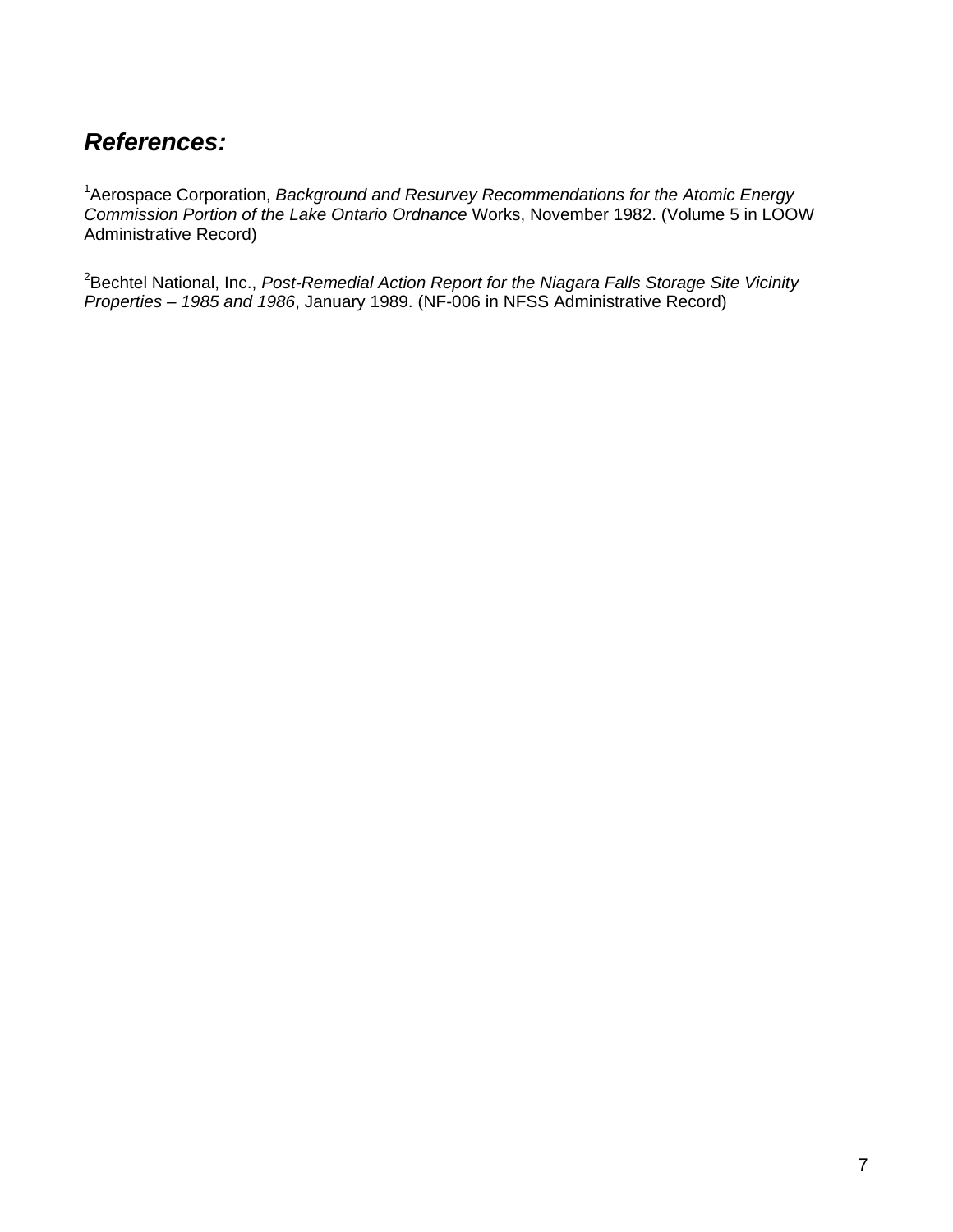## *References:*

[1]Aerospace Corporation, *Background and Resurvey Recommendations for the Atomic Energy Commission Portion of the Lake Ontario Ordnance* Works, November 1982. (Volume 5 in LOOW Administrative Record)

[2]Bechtel National, Inc., *Post-Remedial Action Report for the Niagara Falls Storage Site Vicinity Properties – 1985 and 1986*, January 1989. (NF-006 in NFSS Administrative Record)